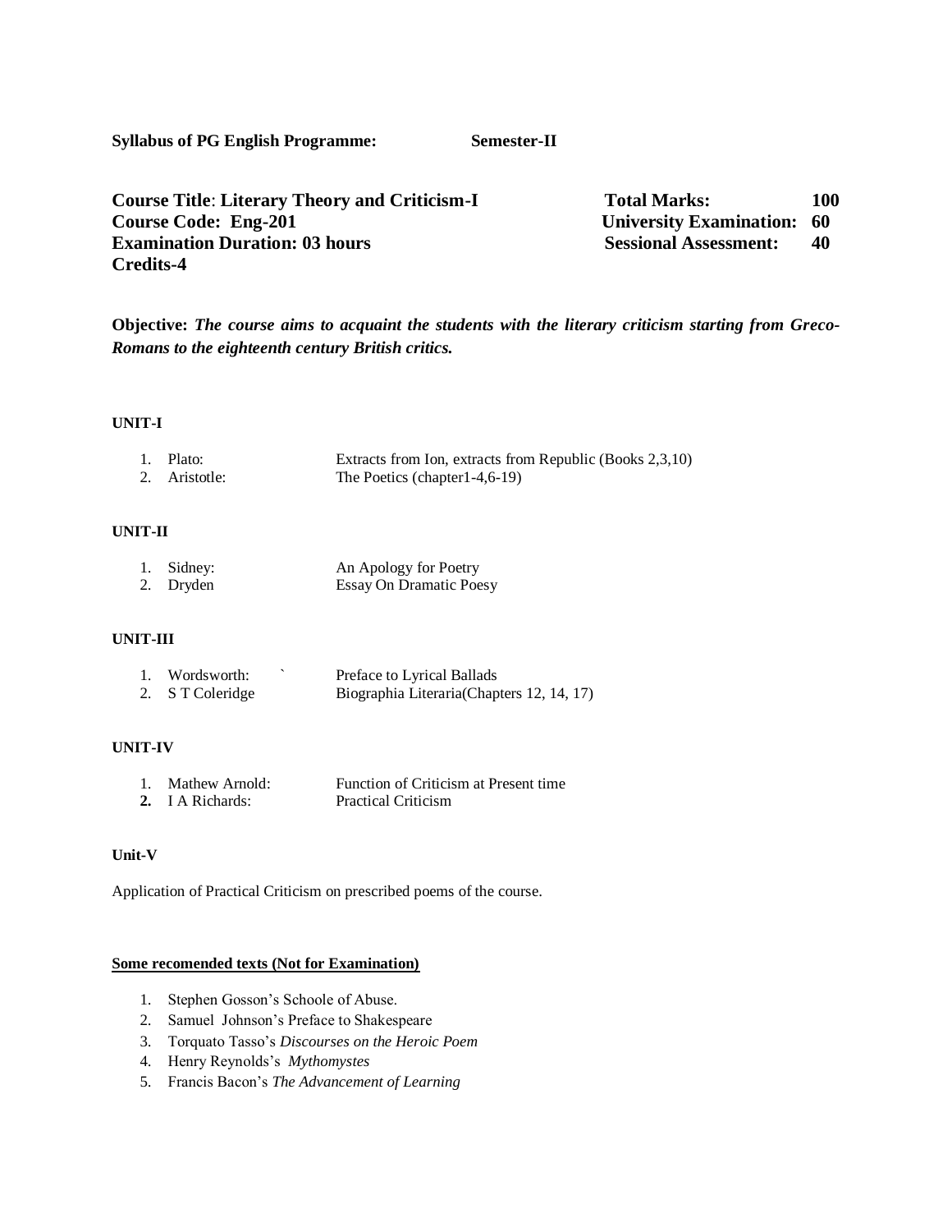**Syllabus of PG English Programme: Semester-II**

**Course Title: Literary Theory and Criticism-I**
**Course Code: Eng-201**
**Examination Duration: 03 hours**
**Credits-4**

**Total Marks: 100**
**University Examination: 60**
**Sessional Assessment: 40**

**Objective:** ***The course aims to acquaint the students with the literary criticism starting from Greco-Romans to the eighteenth century British critics.***

**UNIT-I**

1. Plato: Extracts from Ion, extracts from Republic (Books 2,3,10)
2. Aristotle: The Poetics (chapter1-4,6-19)

**UNIT-II**

1. Sidney: An Apology for Poetry
2. Dryden Essay On Dramatic Poesy

**UNIT-III**

1. Wordsworth: ` Preface to Lyrical Ballads
2. S T Coleridge Biographia Literaria(Chapters 12, 14, 17)

**UNIT-IV**

1. Mathew Arnold: Function of Criticism at Present time
2. I A Richards: Practical Criticism

**Unit-V**

Application of Practical Criticism on prescribed poems of the course.

**Some recomended texts (Not for Examination)**

1. Stephen Gosson's Schoole of Abuse.
2. Samuel Johnson's Preface to Shakespeare
3. Torquato Tasso's *Discourses on the Heroic Poem*
4. Henry Reynolds's *Mythomystes*
5. Francis Bacon's *The Advancement of Learning*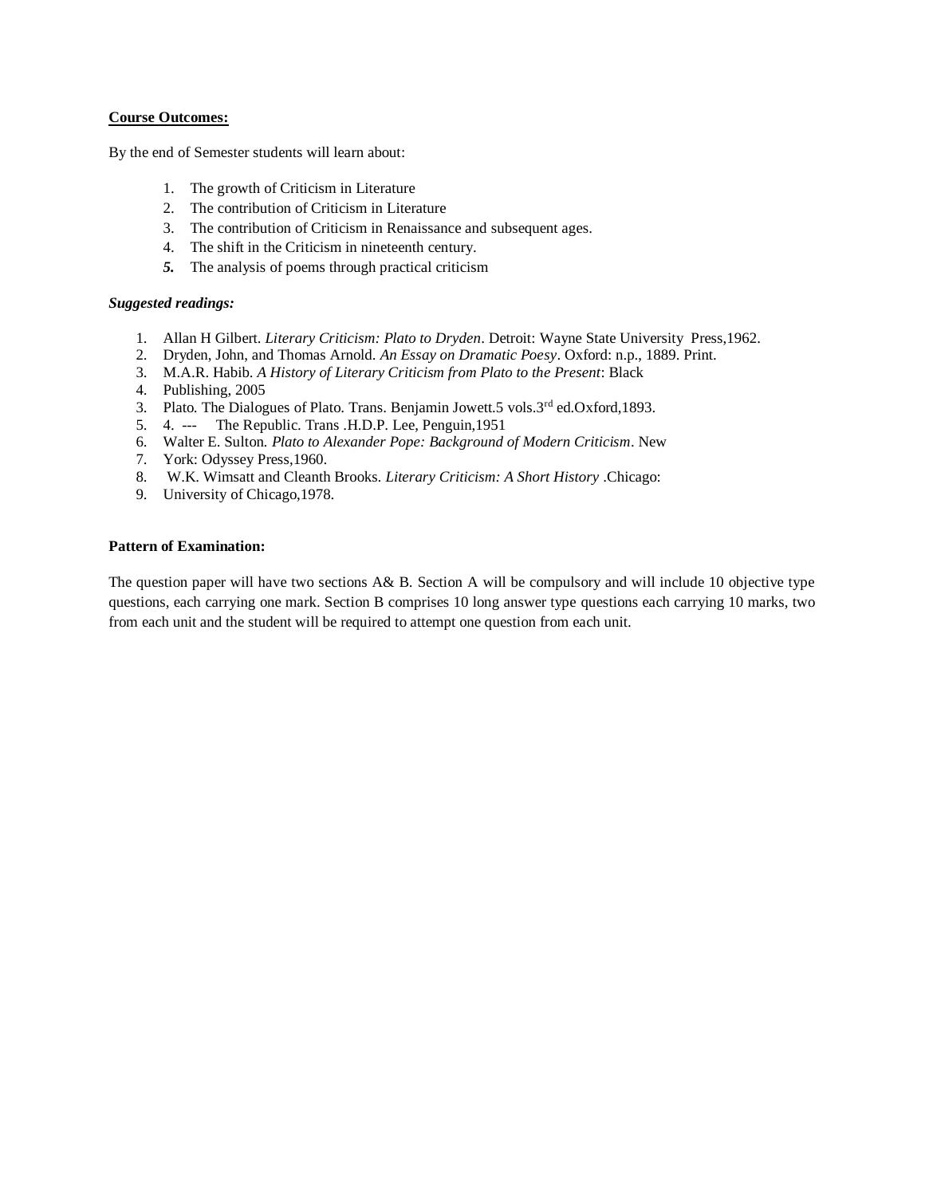**Course Outcomes:**

By the end of Semester students will learn about:

1. The growth of Criticism in Literature
2. The contribution of Criticism in Literature
3. The contribution of Criticism in Renaissance and subsequent ages.
4. The shift in the Criticism in nineteenth century.
5. The analysis of poems through practical criticism

***Suggested readings:***

1. Allan H Gilbert. *Literary Criticism: Plato to Dryden*. Detroit: Wayne State University Press,1962.
2. Dryden, John, and Thomas Arnold. *An Essay on Dramatic Poesy*. Oxford: n.p., 1889. Print.
3. M.A.R. Habib. *A History of Literary Criticism from Plato to the Present*: Black
4. Publishing, 2005
3. Plato. The Dialogues of Plato. Trans. Benjamin Jowett.5 vols.3rd ed.Oxford,1893.
5. 4. --- The Republic. Trans .H.D.P. Lee, Penguin,1951
6. Walter E. Sulton. *Plato to Alexander Pope: Background of Modern Criticism*. New
7. York: Odyssey Press,1960.
8. W.K. Wimsatt and Cleanth Brooks. *Literary Criticism: A Short History* .Chicago:
9. University of Chicago,1978.

**Pattern of Examination:**

The question paper will have two sections A& B. Section A will be compulsory and will include 10 objective type questions, each carrying one mark. Section B comprises 10 long answer type questions each carrying 10 marks, two from each unit and the student will be required to attempt one question from each unit.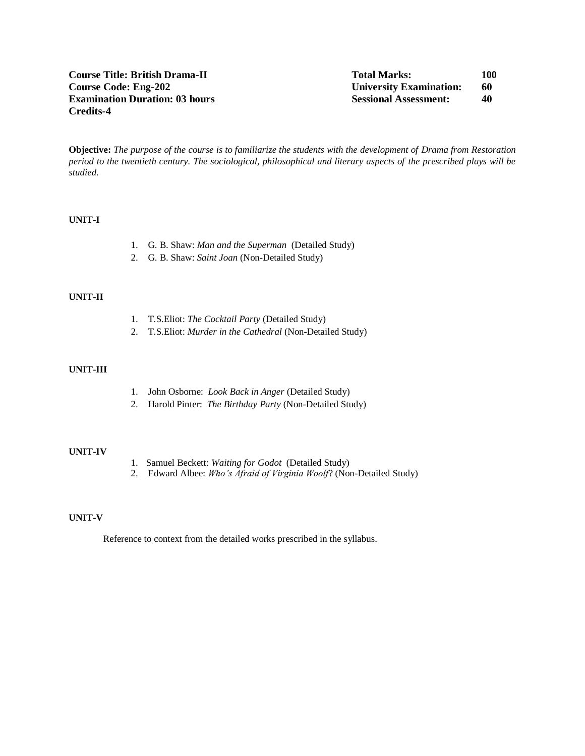**Course Title: British Drama-II**
**Course Code: Eng-202**
**Examination Duration: 03 hours**
**Credits-4**

**Total Marks: 100**
**University Examination: 60**
**Sessional Assessment: 40**

**Objective:** *The purpose of the course is to familiarize the students with the development of Drama from Restoration period to the twentieth century. The sociological, philosophical and literary aspects of the prescribed plays will be studied.*

**UNIT-I**

1. G. B. Shaw: *Man and the Superman* (Detailed Study)
2. G. B. Shaw: *Saint Joan* (Non-Detailed Study)

**UNIT-II**

1. T.S.Eliot: *The Cocktail Party* (Detailed Study)
2. T.S.Eliot: *Murder in the Cathedral* (Non-Detailed Study)

**UNIT-III**

1. John Osborne: *Look Back in Anger* (Detailed Study)
2. Harold Pinter: *The Birthday Party* (Non-Detailed Study)

**UNIT-IV**

1. Samuel Beckett: *Waiting for Godot* (Detailed Study)
2. Edward Albee: *Who's Afraid of Virginia Woolf*? (Non-Detailed Study)

**UNIT-V**

Reference to context from the detailed works prescribed in the syllabus.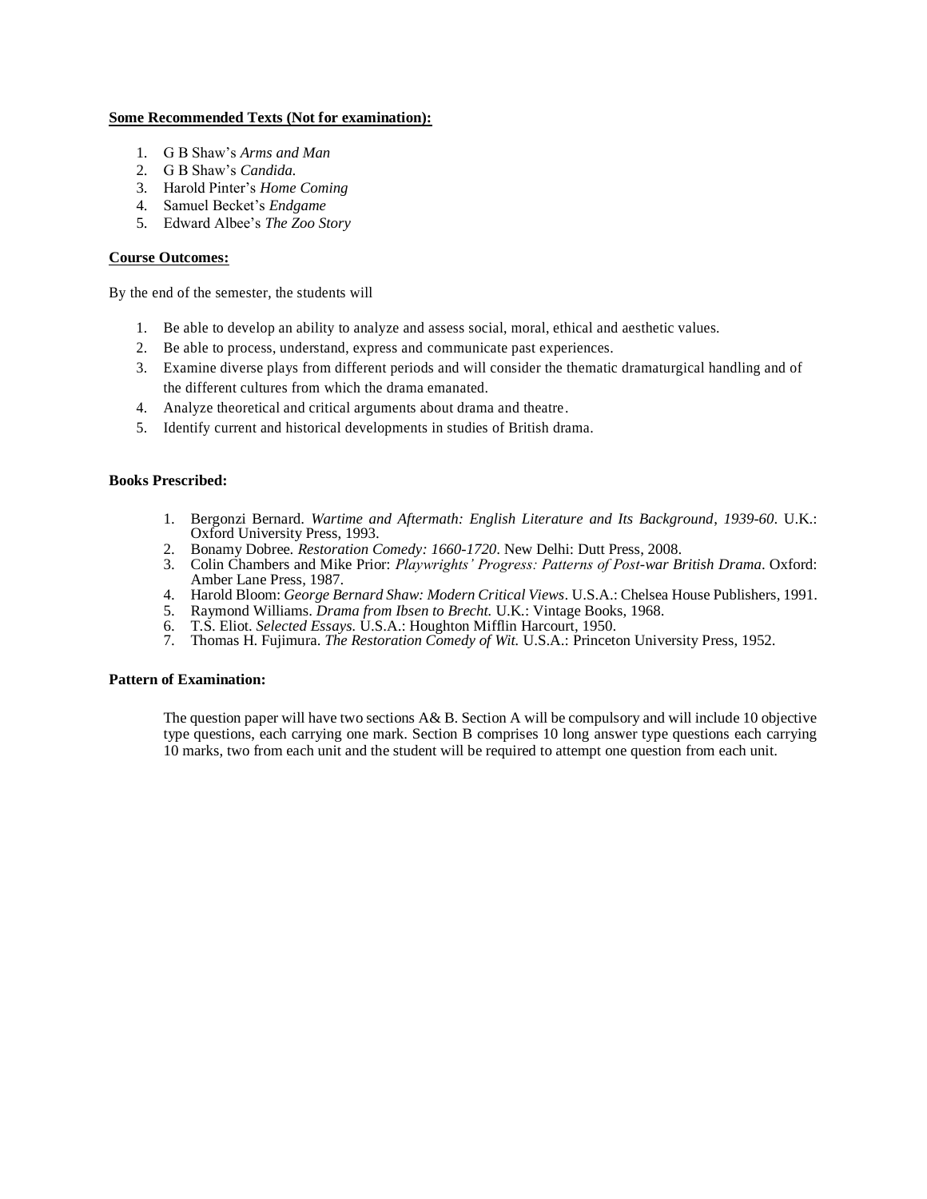**Some Recommended Texts (Not for examination):**

1. G B Shaw's *Arms and Man*
2. G B Shaw's *Candida.*
3. Harold Pinter's *Home Coming*
4. Samuel Becket's *Endgame*
5. Edward Albee's *The Zoo Story*

**Course Outcomes:**

By the end of the semester, the students will

1. Be able to develop an ability to analyze and assess social, moral, ethical and aesthetic values.
2. Be able to process, understand, express and communicate past experiences.
3. Examine diverse plays from different periods and will consider the thematic dramaturgical handling and of the different cultures from which the drama emanated.
4. Analyze theoretical and critical arguments about drama and theatre.
5. Identify current and historical developments in studies of British drama.

**Books Prescribed:**

1. Bergonzi Bernard. *Wartime and Aftermath: English Literature and Its Background, 1939-60*. U.K.: Oxford University Press, 1993.
2. Bonamy Dobree. *Restoration Comedy: 1660-1720*. New Delhi: Dutt Press, 2008.
3. Colin Chambers and Mike Prior: *Playwrights' Progress: Patterns of Post-war British Drama*. Oxford: Amber Lane Press, 1987.
4. Harold Bloom: *George Bernard Shaw: Modern Critical Views*. U.S.A.: Chelsea House Publishers, 1991.
5. Raymond Williams. *Drama from Ibsen to Brecht.* U.K.: Vintage Books, 1968.
6. T.S. Eliot. *Selected Essays.* U.S.A.: Houghton Mifflin Harcourt, 1950.
7. Thomas H. Fujimura. *The Restoration Comedy of Wit.* U.S.A.: Princeton University Press, 1952.

**Pattern of Examination:**

The question paper will have two sections A& B. Section A will be compulsory and will include 10 objective type questions, each carrying one mark. Section B comprises 10 long answer type questions each carrying 10 marks, two from each unit and the student will be required to attempt one question from each unit.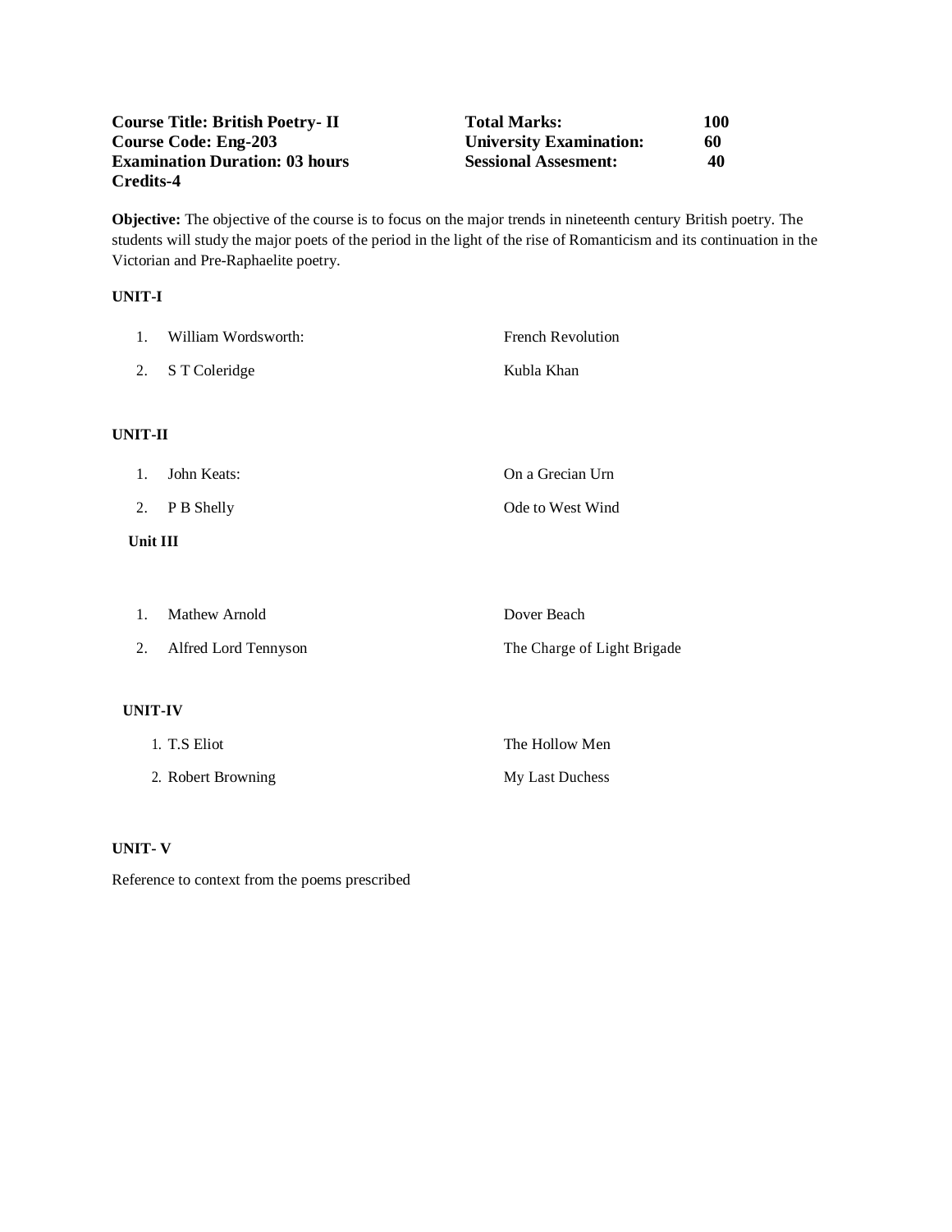| **Course Title: British Poetry- II** | **Total Marks:** | **100** |
|---|---|---|
| **Course Code: Eng-203** | **University Examination:** | **60** |
| **Examination Duration: 03 hours** | **Sessional Assesment:** | **40** |
| **Credits-4** | | |

**Objective:** The objective of the course is to focus on the major trends in nineteenth century British poetry. The students will study the major poets of the period in the light of the rise of Romanticism and its continuation in the Victorian and Pre-Raphaelite poetry.

**UNIT-I**

| | | |
|---|---|---|
| 1. | William Wordsworth: | French Revolution |
| 2. | S T Coleridge | Kubla Khan |

**UNIT-II**

| | | |
|---|---|---|
| 1. | John Keats: | On a Grecian Urn |
| 2. | P B Shelly | Ode to West Wind |

**Unit III**

| | | |
|---|---|---|
| 1. | Mathew Arnold | Dover Beach |
| 2. | Alfred Lord Tennyson | The Charge of Light Brigade |

**UNIT-IV**

| | | |
|---|---|---|
| 1. | T.S Eliot | The Hollow Men |
| 2. | Robert Browning | My Last Duchess |

**UNIT- V**

Reference to context from the poems prescribed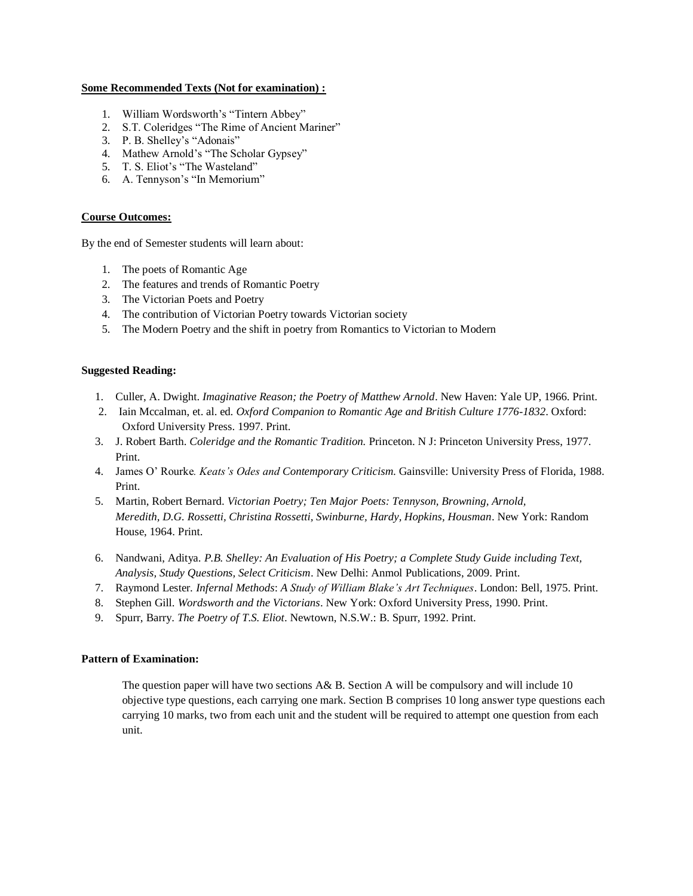**Some Recommended Texts (Not for examination) :**

1. William Wordsworth's "Tintern Abbey"
2. S.T. Coleridges "The Rime of Ancient Mariner"
3. P. B. Shelley's "Adonais"
4. Mathew Arnold's "The Scholar Gypsey"
5. T. S. Eliot's "The Wasteland"
6. A. Tennyson's "In Memorium"

**Course Outcomes:**

By the end of Semester students will learn about:

1. The poets of Romantic Age
2. The features and trends of Romantic Poetry
3. The Victorian Poets and Poetry
4. The contribution of Victorian Poetry towards Victorian society
5. The Modern Poetry and the shift in poetry from Romantics to Victorian to Modern

**Suggested Reading:**

1. Culler, A. Dwight. *Imaginative Reason; the Poetry of Matthew Arnold*. New Haven: Yale UP, 1966. Print.
2. Iain Mccalman, et. al. ed. *Oxford Companion to Romantic Age and British Culture 1776-1832*. Oxford: Oxford University Press. 1997. Print.
3. J. Robert Barth. *Coleridge and the Romantic Tradition.* Princeton. N J: Princeton University Press, 1977. Print.
4. James O' Rourke*. Keats's Odes and Contemporary Criticism.* Gainsville: University Press of Florida, 1988. Print.
5. Martin, Robert Bernard. *Victorian Poetry; Ten Major Poets: Tennyson, Browning, Arnold, Meredith, D.G. Rossetti, Christina Rossetti, Swinburne, Hardy, Hopkins, Housman*. New York: Random House, 1964. Print.
6. Nandwani, Aditya. *P.B. Shelley: An Evaluation of His Poetry; a Complete Study Guide including Text, Analysis, Study Questions, Select Criticism*. New Delhi: Anmol Publications, 2009. Print.
7. Raymond Lester. *Infernal Methods*: *A Study of William Blake's Art Techniques*. London: Bell, 1975. Print.
8. Stephen Gill. *Wordsworth and the Victorians*. New York: Oxford University Press, 1990. Print.
9. Spurr, Barry. *The Poetry of T.S. Eliot*. Newtown, N.S.W.: B. Spurr, 1992. Print.

**Pattern of Examination:**

The question paper will have two sections A& B. Section A will be compulsory and will include 10 objective type questions, each carrying one mark. Section B comprises 10 long answer type questions each carrying 10 marks, two from each unit and the student will be required to attempt one question from each unit.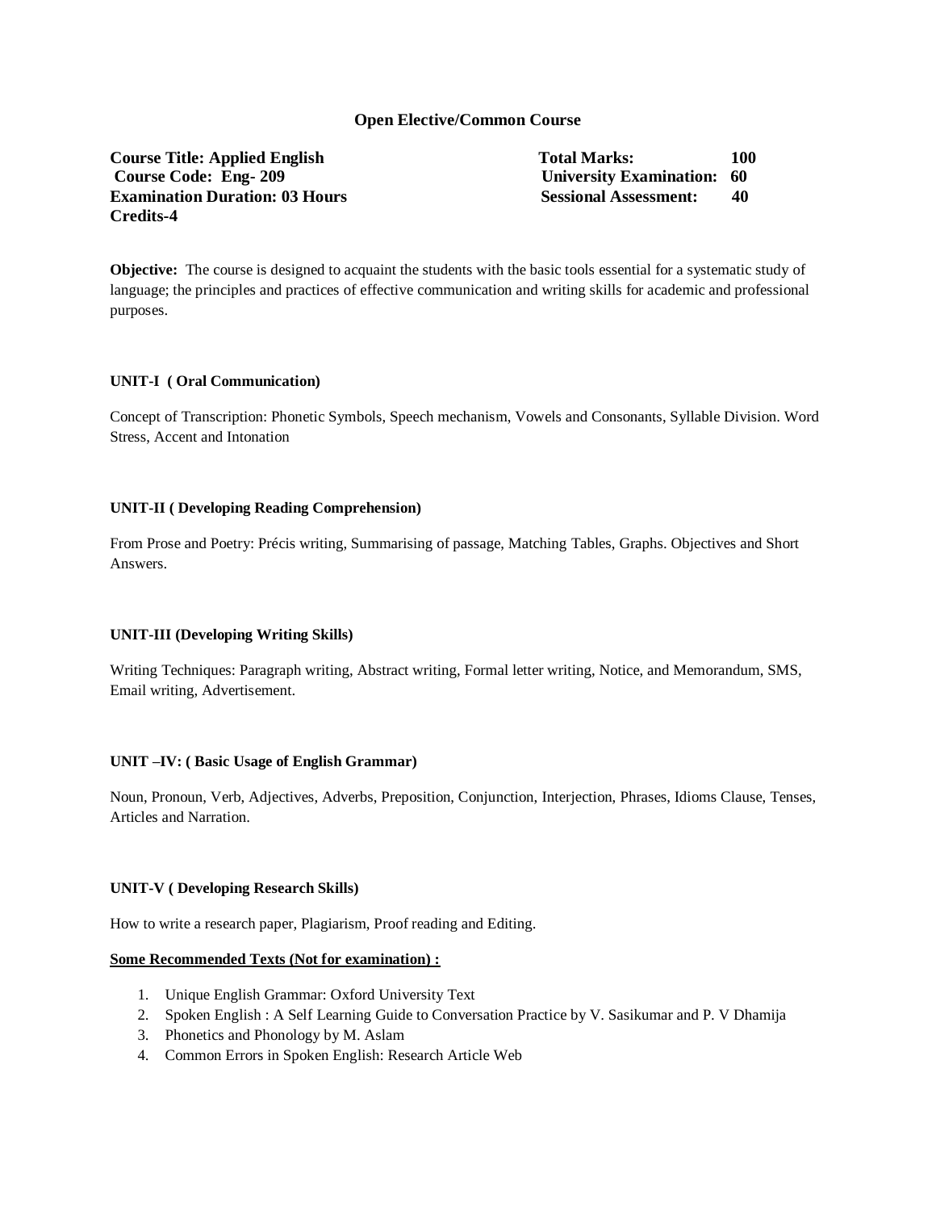## Open Elective/Common Course

**Course Title: Applied English**
**Course Code: Eng- 209**
**Examination Duration: 03 Hours**
**Credits-4**

**Total Marks: 100**
**University Examination: 60**
**Sessional Assessment: 40**

**Objective:** The course is designed to acquaint the students with the basic tools essential for a systematic study of language; the principles and practices of effective communication and writing skills for academic and professional purposes.

### UNIT-I ( Oral Communication)

Concept of Transcription: Phonetic Symbols, Speech mechanism, Vowels and Consonants, Syllable Division. Word Stress, Accent and Intonation

### UNIT-II ( Developing Reading Comprehension)

From Prose and Poetry: Précis writing, Summarising of passage, Matching Tables, Graphs. Objectives and Short Answers.

### UNIT-III (Developing Writing Skills)

Writing Techniques: Paragraph writing, Abstract writing, Formal letter writing, Notice, and Memorandum, SMS, Email writing, Advertisement.

### UNIT –IV: ( Basic Usage of English Grammar)

Noun, Pronoun, Verb, Adjectives, Adverbs, Preposition, Conjunction, Interjection, Phrases, Idioms Clause, Tenses, Articles and Narration.

### UNIT-V ( Developing Research Skills)

How to write a research paper, Plagiarism, Proof reading and Editing.

**Some Recommended Texts (Not for examination) :**

1. Unique English Grammar: Oxford University Text
2. Spoken English : A Self Learning Guide to Conversation Practice by V. Sasikumar and P. V Dhamija
3. Phonetics and Phonology by M. Aslam
4. Common Errors in Spoken English: Research Article Web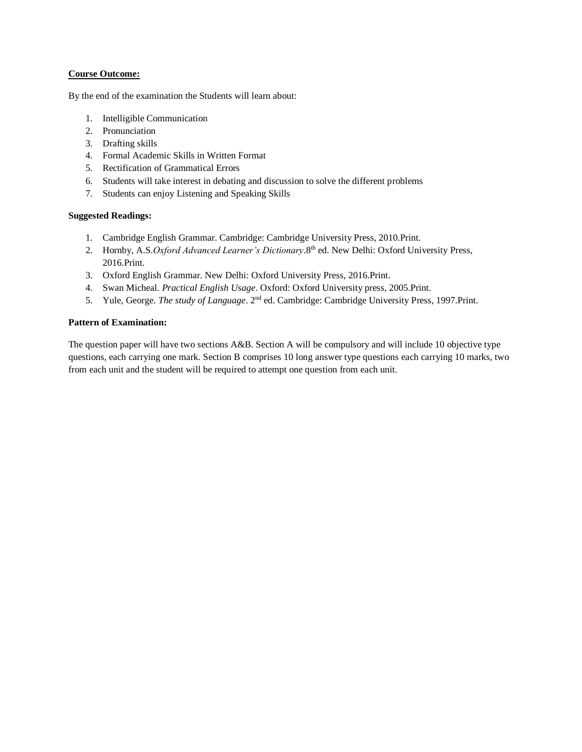**<u>Course Outcome:</u>**

By the end of the examination the Students will learn about:

1. Intelligible Communication
2. Pronunciation
3. Drafting skills
4. Formal Academic Skills in Written Format
5. Rectification of Grammatical Errors
6. Students will take interest in debating and discussion to solve the different problems
7. Students can enjoy Listening and Speaking Skills

**Suggested Readings:**

1. Cambridge English Grammar. Cambridge: Cambridge University Press, 2010.Print.
2. Hornby, A.S.*Oxford Advanced Learner's Dictionary*.8th ed. New Delhi: Oxford University Press, 2016.Print.
3. Oxford English Grammar. New Delhi: Oxford University Press, 2016.Print.
4. Swan Micheal. *Practical English Usage*. Oxford: Oxford University press, 2005.Print.
5. Yule, George. *The study of Language*. 2nd ed. Cambridge: Cambridge University Press, 1997.Print.

**Pattern of Examination:**

The question paper will have two sections A&B. Section A will be compulsory and will include 10 objective type questions, each carrying one mark. Section B comprises 10 long answer type questions each carrying 10 marks, two from each unit and the student will be required to attempt one question from each unit.